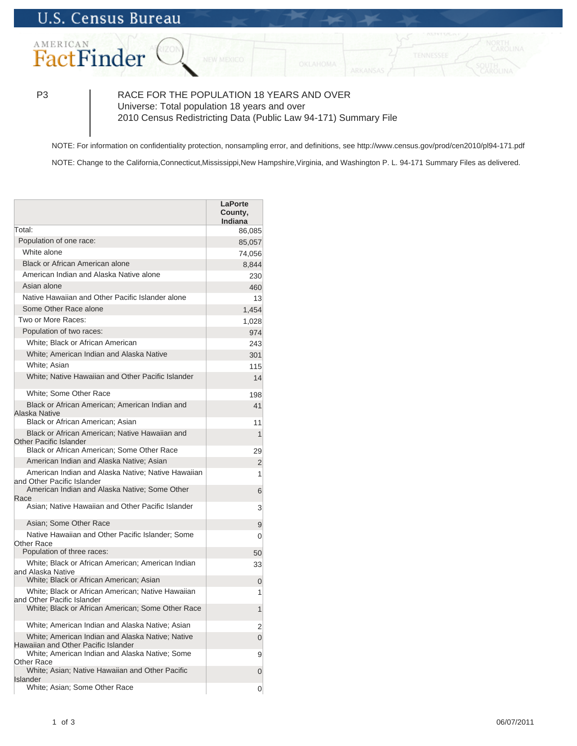U.S. Census Bureau

AMERICAN FactFinder

P3

RACE FOR THE POPULATION 18 YEARS AND OVER
Universe: Total population 18 years and over
2010 Census Redistricting Data (Public Law 94-171) Summary File

NOTE: For information on confidentiality protection, nonsampling error, and definitions, see http://www.census.gov/prod/cen2010/pl94-171.pdf

NOTE: Change to the California,Connecticut,Mississippi,New Hampshire,Virginia, and Washington P. L. 94-171 Summary Files as delivered.

| | LaPorte County, Indiana |
|---|---|
| Total: | 86,085 |
| Population of one race: | 85,057 |
| White alone | 74,056 |
| Black or African American alone | 8,844 |
| American Indian and Alaska Native alone | 230 |
| Asian alone | 460 |
| Native Hawaiian and Other Pacific Islander alone | 13 |
| Some Other Race alone | 1,454 |
| Two or More Races: | 1,028 |
| Population of two races: | 974 |
| White; Black or African American | 243 |
| White; American Indian and Alaska Native | 301 |
| White; Asian | 115 |
| White; Native Hawaiian and Other Pacific Islander | 14 |
| White; Some Other Race | 198 |
| Black or African American; American Indian and Alaska Native | 41 |
| Black or African American; Asian | 11 |
| Black or African American; Native Hawaiian and Other Pacific Islander | 1 |
| Black or African American; Some Other Race | 29 |
| American Indian and Alaska Native; Asian | 2 |
| American Indian and Alaska Native; Native Hawaiian and Other Pacific Islander | 1 |
| American Indian and Alaska Native; Some Other Race | 6 |
| Asian; Native Hawaiian and Other Pacific Islander | 3 |
| Asian; Some Other Race | 9 |
| Native Hawaiian and Other Pacific Islander; Some Other Race | 0 |
| Population of three races: | 50 |
| White; Black or African American; American Indian and Alaska Native | 33 |
| White; Black or African American; Asian | 0 |
| White; Black or African American; Native Hawaiian and Other Pacific Islander | 1 |
| White; Black or African American; Some Other Race | 1 |
| White; American Indian and Alaska Native; Asian | 2 |
| White; American Indian and Alaska Native; Native Hawaiian and Other Pacific Islander | 0 |
| White; American Indian and Alaska Native; Some Other Race | 9 |
| White; Asian; Native Hawaiian and Other Pacific Islander | 0 |
| White; Asian; Some Other Race | 0 |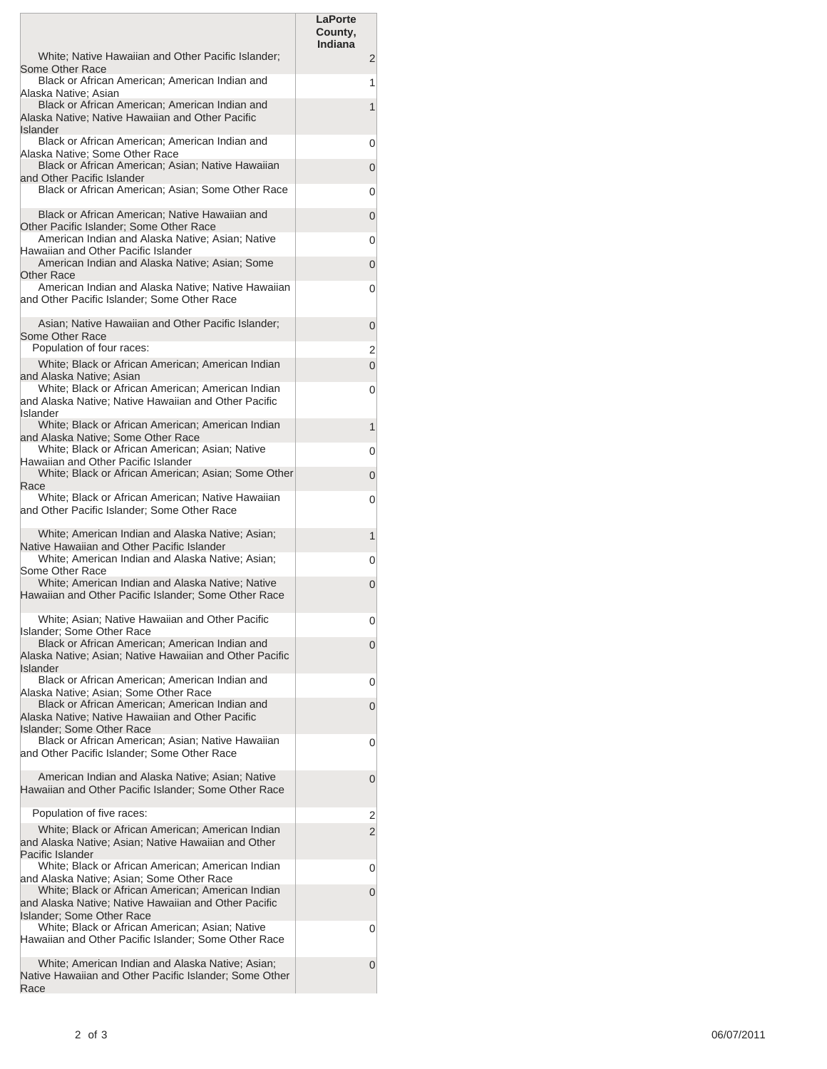| | LaPorte County, Indiana |
|---|---|
| White; Native Hawaiian and Other Pacific Islander; Some Other Race | 2 |
| Black or African American; American Indian and Alaska Native; Asian | 1 |
| Black or African American; American Indian and Alaska Native; Native Hawaiian and Other Pacific Islander | 1 |
| Black or African American; American Indian and Alaska Native; Some Other Race | 0 |
| Black or African American; Asian; Native Hawaiian and Other Pacific Islander | 0 |
| Black or African American; Asian; Some Other Race | 0 |
| Black or African American; Native Hawaiian and Other Pacific Islander; Some Other Race | 0 |
| American Indian and Alaska Native; Asian; Native Hawaiian and Other Pacific Islander | 0 |
| American Indian and Alaska Native; Asian; Some Other Race | 0 |
| American Indian and Alaska Native; Native Hawaiian and Other Pacific Islander; Some Other Race | 0 |
| Asian; Native Hawaiian and Other Pacific Islander; Some Other Race | 0 |
| Population of four races: | 2 |
| White; Black or African American; American Indian and Alaska Native; Asian | 0 |
| White; Black or African American; American Indian and Alaska Native; Native Hawaiian and Other Pacific Islander | 0 |
| White; Black or African American; American Indian and Alaska Native; Some Other Race | 1 |
| White; Black or African American; Asian; Native Hawaiian and Other Pacific Islander | 0 |
| White; Black or African American; Asian; Some Other Race | 0 |
| White; Black or African American; Native Hawaiian and Other Pacific Islander; Some Other Race | 0 |
| White; American Indian and Alaska Native; Asian; Native Hawaiian and Other Pacific Islander | 1 |
| White; American Indian and Alaska Native; Asian; Some Other Race | 0 |
| White; American Indian and Alaska Native; Native Hawaiian and Other Pacific Islander; Some Other Race | 0 |
| White; Asian; Native Hawaiian and Other Pacific Islander; Some Other Race | 0 |
| Black or African American; American Indian and Alaska Native; Asian; Native Hawaiian and Other Pacific Islander | 0 |
| Black or African American; American Indian and Alaska Native; Asian; Some Other Race | 0 |
| Black or African American; American Indian and Alaska Native; Native Hawaiian and Other Pacific Islander; Some Other Race | 0 |
| Black or African American; Asian; Native Hawaiian and Other Pacific Islander; Some Other Race | 0 |
| American Indian and Alaska Native; Asian; Native Hawaiian and Other Pacific Islander; Some Other Race | 0 |
| Population of five races: | 2 |
| White; Black or African American; American Indian and Alaska Native; Asian; Native Hawaiian and Other Pacific Islander | 2 |
| White; Black or African American; American Indian and Alaska Native; Asian; Some Other Race | 0 |
| White; Black or African American; American Indian and Alaska Native; Native Hawaiian and Other Pacific Islander; Some Other Race | 0 |
| White; Black or African American; Asian; Native Hawaiian and Other Pacific Islander; Some Other Race | 0 |
| White; American Indian and Alaska Native; Asian; Native Hawaiian and Other Pacific Islander; Some Other Race | 0 |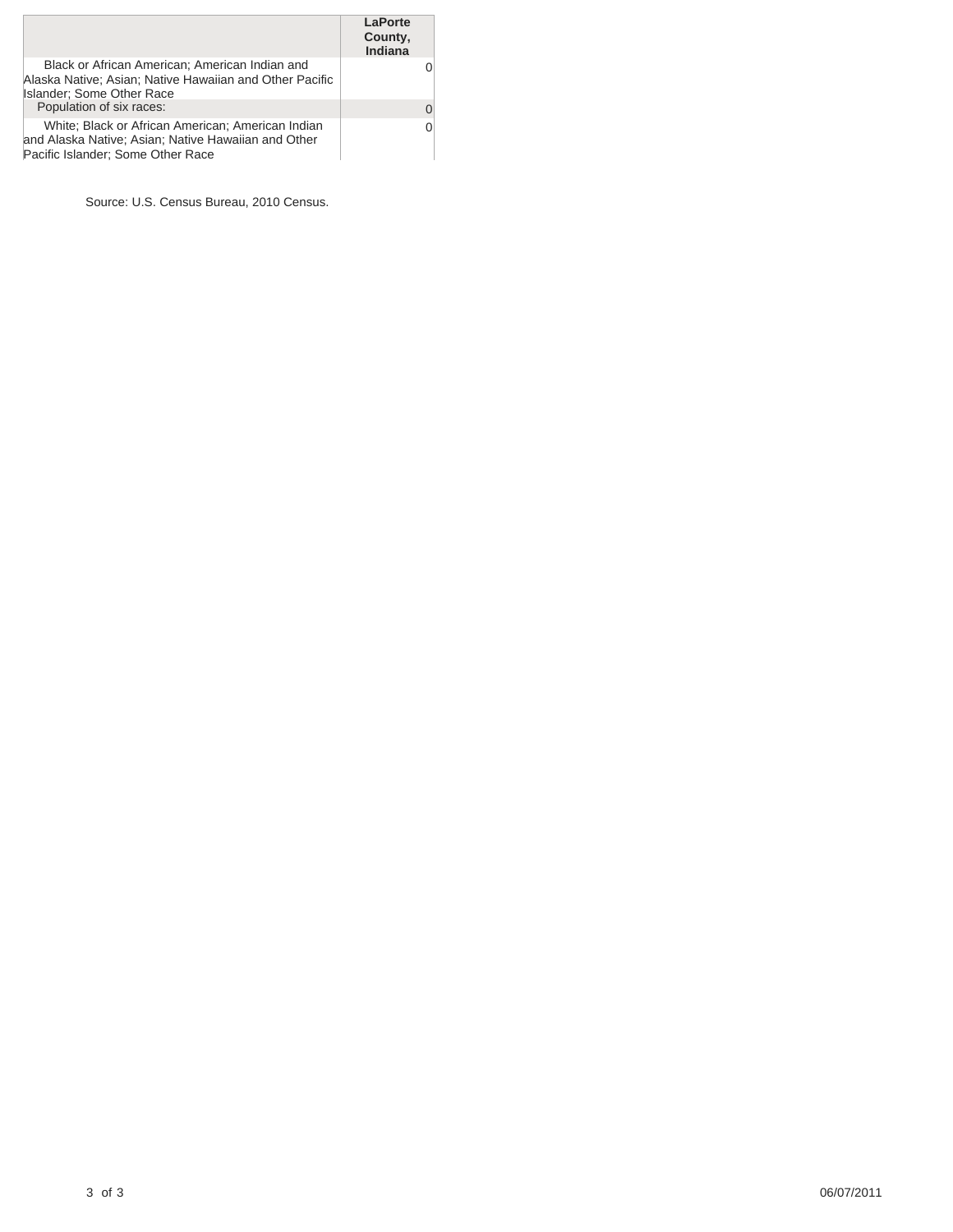| | LaPorte County, Indiana |
|---|---|
| Black or African American; American Indian and Alaska Native; Asian; Native Hawaiian and Other Pacific Islander; Some Other Race | 0 |
| Population of six races: | 0 |
| White; Black or African American; American Indian and Alaska Native; Asian; Native Hawaiian and Other Pacific Islander; Some Other Race | 0 |

Source: U.S. Census Bureau, 2010 Census.